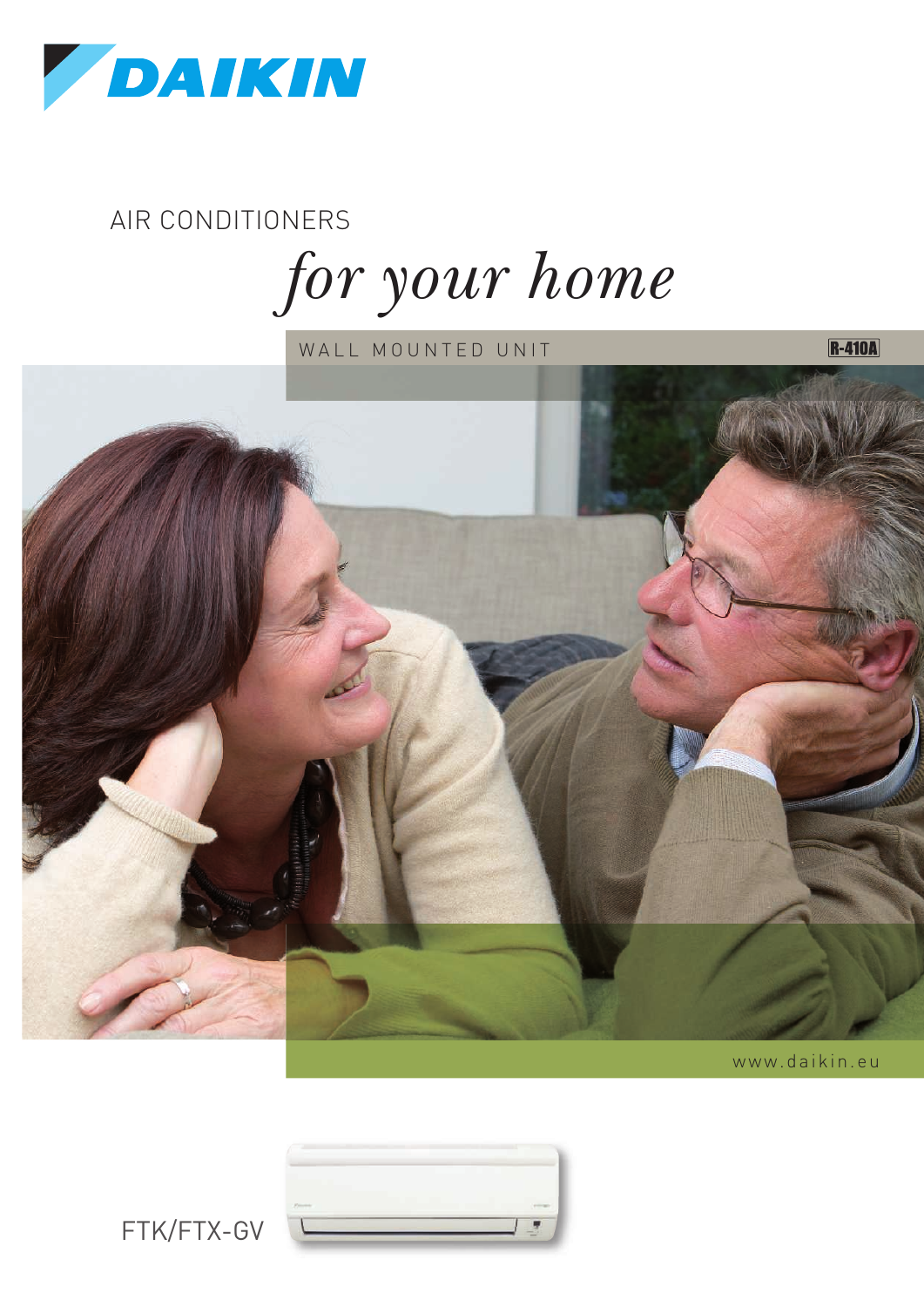DAIKIN

AIR CONDITIONERS

# *for your home*

WALL MOUNTED UNIT

R-410A

www.daikin.eu

FTK/FTX-GV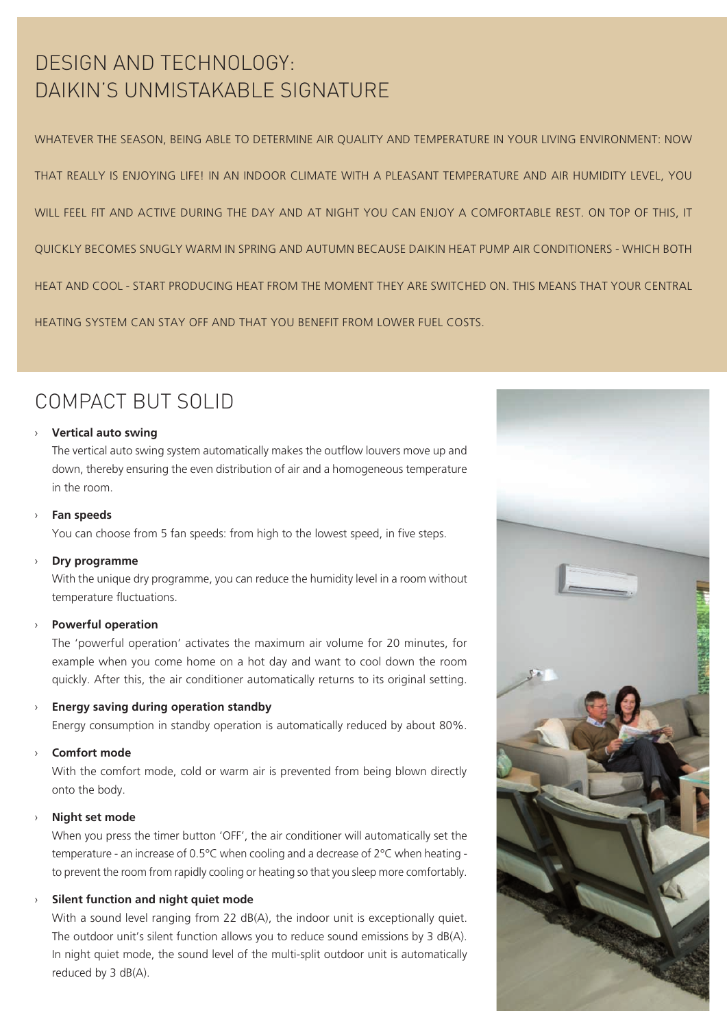# DESIGN AND TECHNOLOGY: DAIKIN'S UNMISTAKABLE SIGNATURE

WHATEVER THE SEASON, BEING ABLE TO DETERMINE AIR QUALITY AND TEMPERATURE IN YOUR LIVING ENVIRONMENT: NOW THAT REALLY IS ENJOYING LIFE! IN AN INDOOR CLIMATE WITH A PLEASANT TEMPERATURE AND AIR HUMIDITY LEVEL, YOU WILL FEEL FIT AND ACTIVE DURING THE DAY AND AT NIGHT YOU CAN ENJOY A COMFORTABLE REST. ON TOP OF THIS, IT QUICKLY BECOMES SNUGLY WARM IN SPRING AND AUTUMN BECAUSE DAIKIN HEAT PUMP AIR CONDITIONERS - WHICH BOTH HEAT AND COOL - START PRODUCING HEAT FROM THE MOMENT THEY ARE SWITCHED ON. THIS MEANS THAT YOUR CENTRAL HEATING SYSTEM CAN STAY OFF AND THAT YOU BENEFIT FROM LOWER FUEL COSTS.

## COMPACT BUT SOLID

- **Vertical auto swing**
  The vertical auto swing system automatically makes the outflow louvers move up and down, thereby ensuring the even distribution of air and a homogeneous temperature in the room.
- **Fan speeds**
  You can choose from 5 fan speeds: from high to the lowest speed, in five steps.
- **Dry programme**
  With the unique dry programme, you can reduce the humidity level in a room without temperature fluctuations.
- **Powerful operation**
  The 'powerful operation' activates the maximum air volume for 20 minutes, for example when you come home on a hot day and want to cool down the room quickly. After this, the air conditioner automatically returns to its original setting.
- **Energy saving during operation standby**
  Energy consumption in standby operation is automatically reduced by about 80%.
- **Comfort mode**
  With the comfort mode, cold or warm air is prevented from being blown directly onto the body.
- **Night set mode**
  When you press the timer button 'OFF', the air conditioner will automatically set the temperature - an increase of 0.5°C when cooling and a decrease of 2°C when heating - to prevent the room from rapidly cooling or heating so that you sleep more comfortably.
- **Silent function and night quiet mode**
  With a sound level ranging from 22 dB(A), the indoor unit is exceptionally quiet. The outdoor unit's silent function allows you to reduce sound emissions by 3 dB(A). In night quiet mode, the sound level of the multi-split outdoor unit is automatically reduced by 3 dB(A).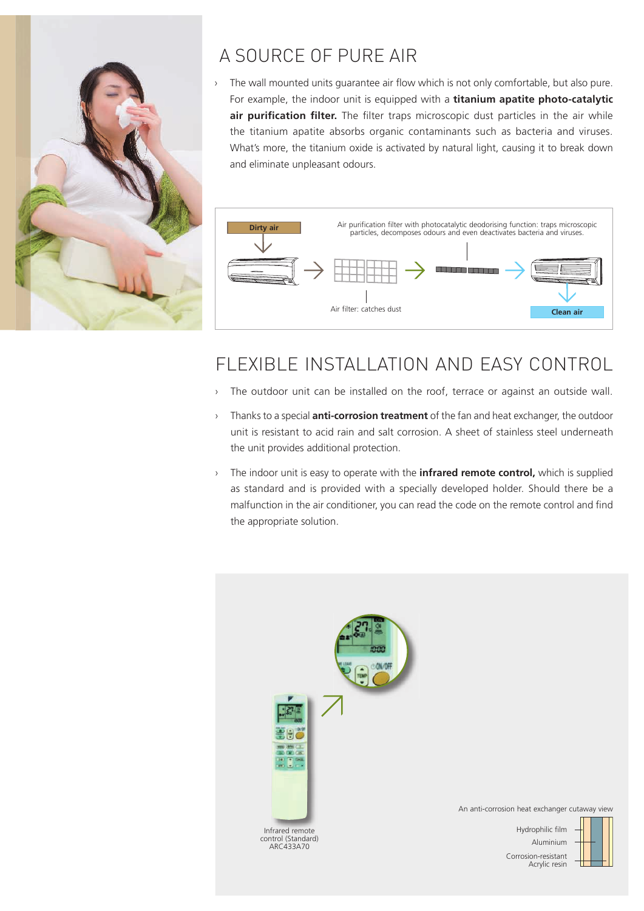## A SOURCE OF PURE AIR

› The wall mounted units guarantee air flow which is not only comfortable, but also pure. For example, the indoor unit is equipped with a **titanium apatite photo-catalytic air purification filter.** The filter traps microscopic dust particles in the air while the titanium apatite absorbs organic contaminants such as bacteria and viruses. What's more, the titanium oxide is activated by natural light, causing it to break down and eliminate unpleasant odours.

Dirty air

Air purification filter with photocatalytic deodorising function: traps microscopic particles, decomposes odours and even deactivates bacteria and viruses.

Air filter: catches dust

Clean air

## FLEXIBLE INSTALLATION AND EASY CONTROL

› The outdoor unit can be installed on the roof, terrace or against an outside wall.

› Thanks to a special **anti-corrosion treatment** of the fan and heat exchanger, the outdoor unit is resistant to acid rain and salt corrosion. A sheet of stainless steel underneath the unit provides additional protection.

› The indoor unit is easy to operate with the **infrared remote control,** which is supplied as standard and is provided with a specially developed holder. Should there be a malfunction in the air conditioner, you can read the code on the remote control and find the appropriate solution.

Infrared remote control (Standard) ARC433A70

An anti-corrosion heat exchanger cutaway view

Hydrophilic film

Aluminium

Corrosion-resistant Acrylic resin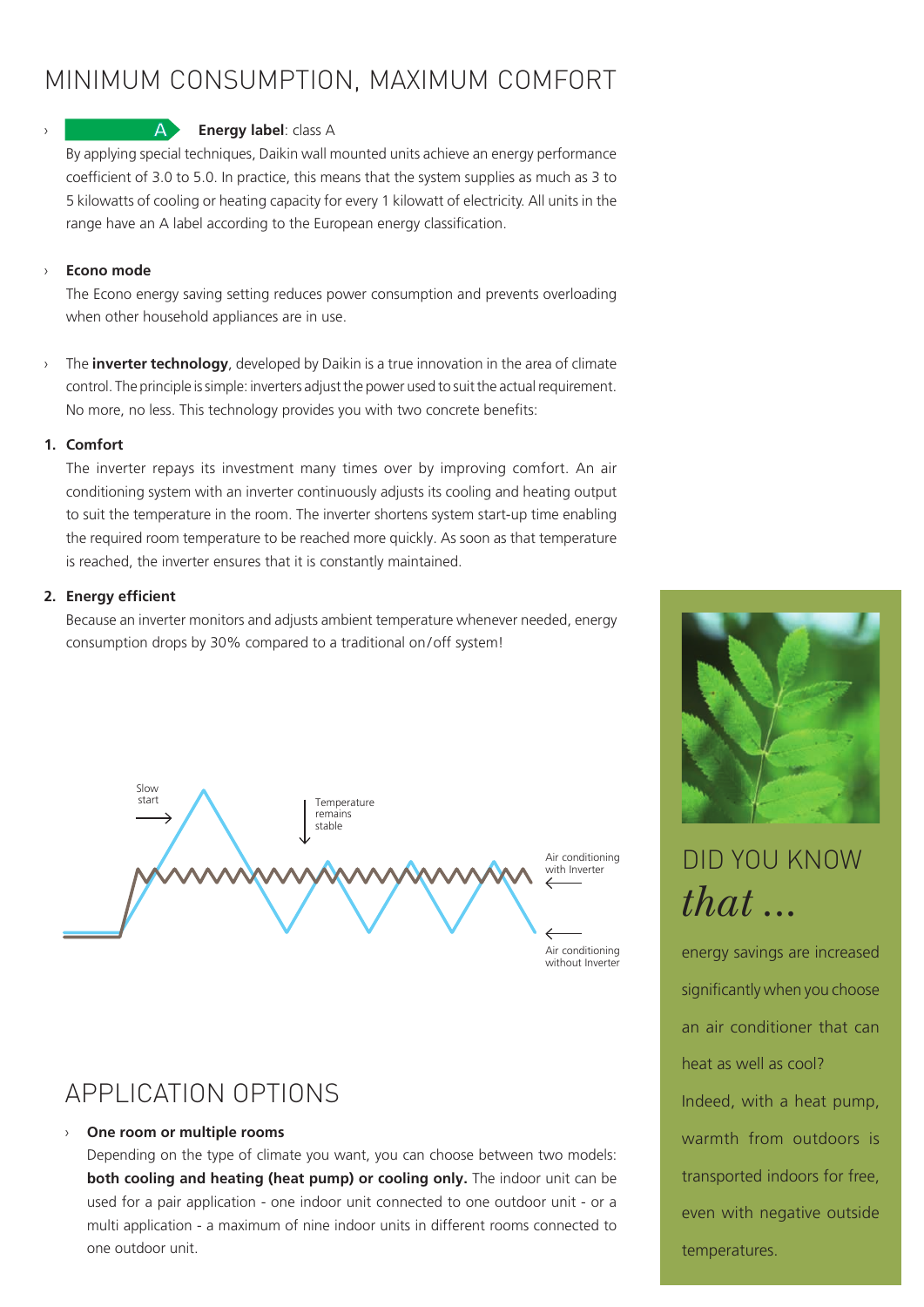# MINIMUM CONSUMPTION, MAXIMUM COMFORT

- A **Energy label**: class A

  By applying special techniques, Daikin wall mounted units achieve an energy performance coefficient of 3.0 to 5.0. In practice, this means that the system supplies as much as 3 to 5 kilowatts of cooling or heating capacity for every 1 kilowatt of electricity. All units in the range have an A label according to the European energy classification.

- **Econo mode**

  The Econo energy saving setting reduces power consumption and prevents overloading when other household appliances are in use.

- The **inverter technology**, developed by Daikin is a true innovation in the area of climate control. The principle is simple: inverters adjust the power used to suit the actual requirement. No more, no less. This technology provides you with two concrete benefits:

**1. Comfort**

The inverter repays its investment many times over by improving comfort. An air conditioning system with an inverter continuously adjusts its cooling and heating output to suit the temperature in the room. The inverter shortens system start-up time enabling the required room temperature to be reached more quickly. As soon as that temperature is reached, the inverter ensures that it is constantly maintained.

**2. Energy efficient**

Because an inverter monitors and adjusts ambient temperature whenever needed, energy consumption drops by 30% compared to a traditional on/off system!

Slow start

Temperature remains stable

Air conditioning with Inverter

Air conditioning without Inverter

## APPLICATION OPTIONS

- **One room or multiple rooms**

  Depending on the type of climate you want, you can choose between two models: **both cooling and heating (heat pump) or cooling only.** The indoor unit can be used for a pair application - one indoor unit connected to one outdoor unit - or a multi application - a maximum of nine indoor units in different rooms connected to one outdoor unit.

## DID YOU KNOW *that ...*

energy savings are increased significantly when you choose an air conditioner that can heat as well as cool?

Indeed, with a heat pump, warmth from outdoors is transported indoors for free, even with negative outside temperatures.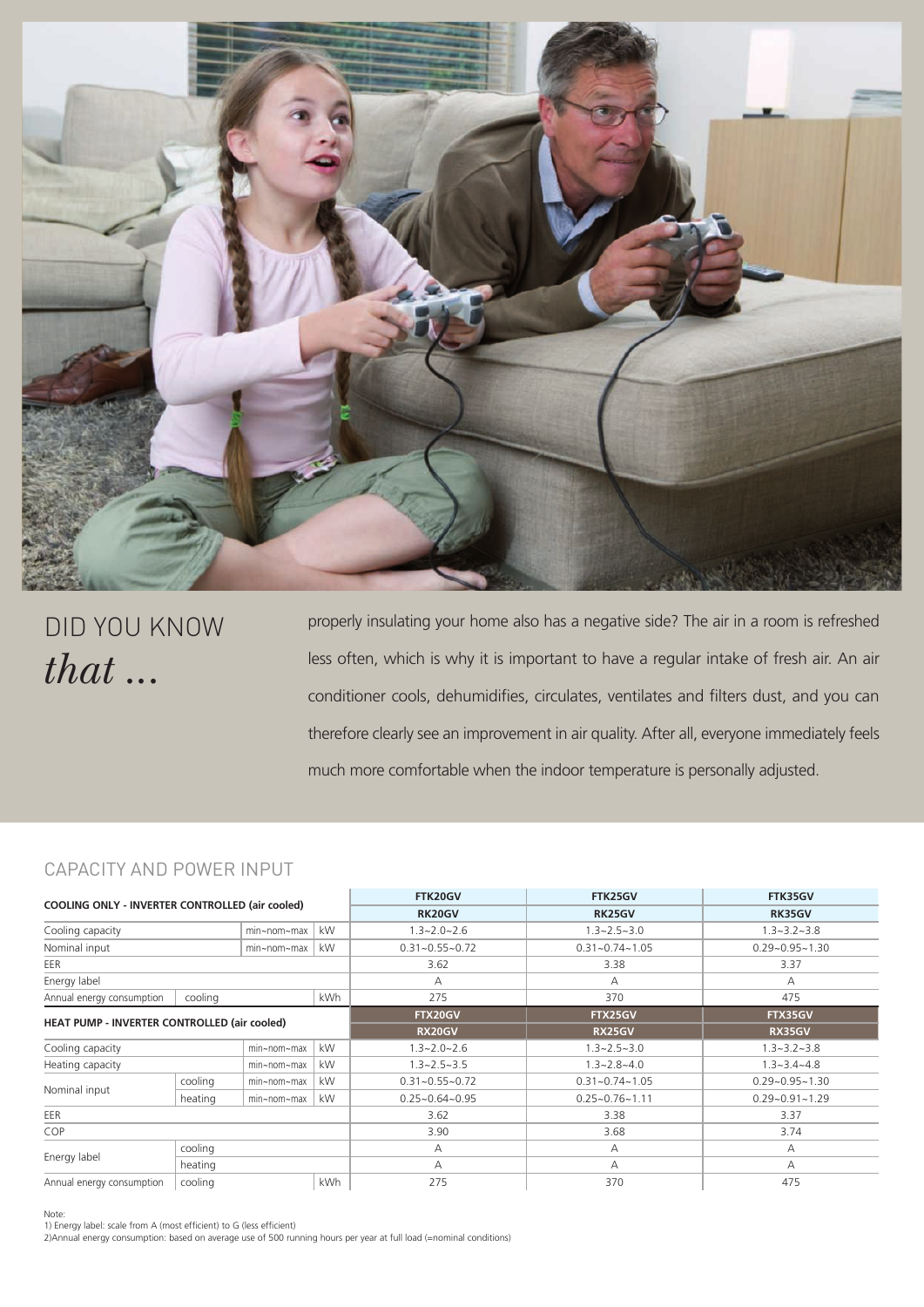## DID YOU KNOW *that ...*

properly insulating your home also has a negative side? The air in a room is refreshed less often, which is why it is important to have a regular intake of fresh air. An air conditioner cools, dehumidifies, circulates, ventilates and filters dust, and you can therefore clearly see an improvement in air quality. After all, everyone immediately feels much more comfortable when the indoor temperature is personally adjusted.

## CAPACITY AND POWER INPUT

| **COOLING ONLY - INVERTER CONTROLLED (air cooled)** | | | | **FTK20GV** | **FTK25GV** | **FTK35GV** |
|---|---|---|---|---|---|---|
| | | | | **RK20GV** | **RK25GV** | **RK35GV** |
| Cooling capacity | | min~nom~max | kW | 1.3~2.0~2.6 | 1.3~2.5~3.0 | 1.3~3.2~3.8 |
| Nominal input | | min~nom~max | kW | 0.31~0.55~0.72 | 0.31~0.74~1.05 | 0.29~0.95~1.30 |
| EER | | | | 3.62 | 3.38 | 3.37 |
| Energy label | | | | A | A | A |
| Annual energy consumption | cooling | | kWh | 275 | 370 | 475 |
| **HEAT PUMP - INVERTER CONTROLLED (air cooled)** | | | | **FTX20GV** | **FTX25GV** | **FTX35GV** |
| | | | | **RX20GV** | **RX25GV** | **RX35GV** |
| Cooling capacity | | min~nom~max | kW | 1.3~2.0~2.6 | 1.3~2.5~3.0 | 1.3~3.2~3.8 |
| Heating capacity | | min~nom~max | kW | 1.3~2.5~3.5 | 1.3~2.8~4.0 | 1.3~3.4~4.8 |
| Nominal input | cooling | min~nom~max | kW | 0.31~0.55~0.72 | 0.31~0.74~1.05 | 0.29~0.95~1.30 |
| | heating | min~nom~max | kW | 0.25~0.64~0.95 | 0.25~0.76~1.11 | 0.29~0.91~1.29 |
| EER | | | | 3.62 | 3.38 | 3.37 |
| COP | | | | 3.90 | 3.68 | 3.74 |
| Energy label | cooling | | | A | A | A |
| | heating | | | A | A | A |
| Annual energy consumption | cooling | | kWh | 275 | 370 | 475 |

Note:
1) Energy label: scale from A (most efficient) to G (less efficient)
2)Annual energy consumption: based on average use of 500 running hours per year at full load (=nominal conditions)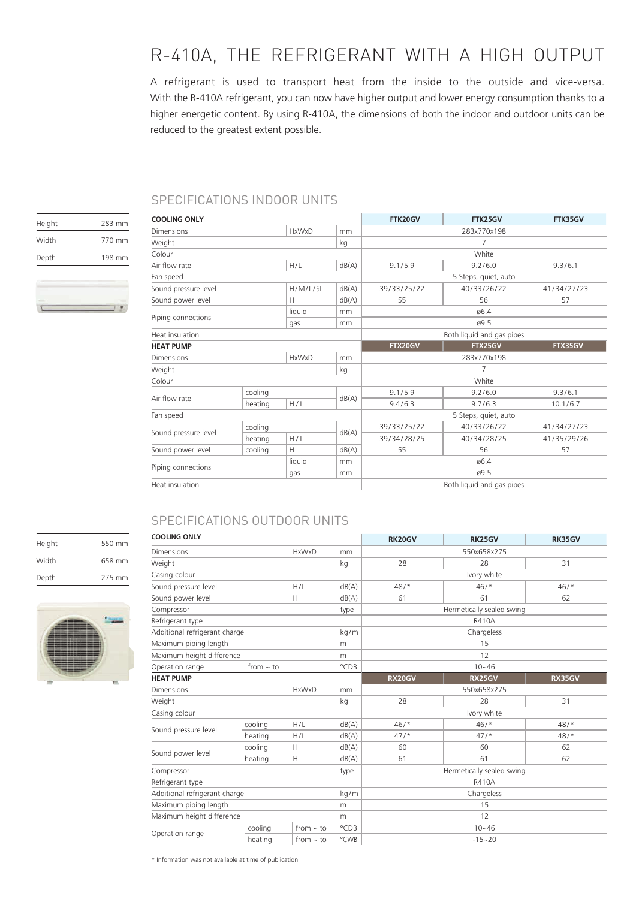# R-410A, THE REFRIGERANT WITH A HIGH OUTPUT

A refrigerant is used to transport heat from the inside to the outside and vice-versa. With the R-410A refrigerant, you can now have higher output and lower energy consumption thanks to a higher energetic content. By using R-410A, the dimensions of both the indoor and outdoor units can be reduced to the greatest extent possible.

## SPECIFICATIONS INDOOR UNITS

| | |
|---|---|
| Height | 283 mm |
| Width | 770 mm |
| Depth | 198 mm |

| COOLING ONLY | | | | FTK20GV | FTK25GV | FTK35GV |
|---|---|---|---|---|---|---|
| Dimensions | | HxWxD | mm | 283x770x198 | | |
| Weight | | | kg | 7 | | |
| Colour | | | | White | | |
| Air flow rate | | H/L | dB(A) | 9.1/5.9 | 9.2/6.0 | 9.3/6.1 |
| Fan speed | | | | 5 Steps, quiet, auto | | |
| Sound pressure level | | H/M/L/SL | dB(A) | 39/33/25/22 | 40/33/26/22 | 41/34/27/23 |
| Sound power level | | H | dB(A) | 55 | 56 | 57 |
| Piping connections | | liquid | mm | ø6.4 | | |
| | | gas | mm | ø9.5 | | |
| Heat insulation | | | | Both liquid and gas pipes | | |
| **HEAT PUMP** | | | | **FTX20GV** | **FTX25GV** | **FTX35GV** |
| Dimensions | | HxWxD | mm | 283x770x198 | | |
| Weight | | | kg | 7 | | |
| Colour | | | | White | | |
| Air flow rate | cooling | | dB(A) | 9.1/5.9 | 9.2/6.0 | 9.3/6.1 |
| | heating | H/L | | 9.4/6.3 | 9.7/6.3 | 10.1/6.7 |
| Fan speed | | | | 5 Steps, quiet, auto | | |
| Sound pressure level | cooling | | dB(A) | 39/33/25/22 | 40/33/26/22 | 41/34/27/23 |
| | heating | H/L | | 39/34/28/25 | 40/34/28/25 | 41/35/29/26 |
| Sound power level | cooling | H | dB(A) | 55 | 56 | 57 |
| Piping connections | | liquid | mm | ø6.4 | | |
| | | gas | mm | ø9.5 | | |
| Heat insulation | | | | Both liquid and gas pipes | | |

## SPECIFICATIONS OUTDOOR UNITS

| | |
|---|---|
| Height | 550 mm |
| Width | 658 mm |
| Depth | 275 mm |

| COOLING ONLY | | | | RK20GV | RK25GV | RK35GV |
|---|---|---|---|---|---|---|
| Dimensions | | HxWxD | mm | 550x658x275 | | |
| Weight | | | kg | 28 | 28 | 31 |
| Casing colour | | | | Ivory white | | |
| Sound pressure level | | H/L | dB(A) | 48/* | 46/* | 46/* |
| Sound power level | | H | dB(A) | 61 | 61 | 62 |
| Compressor | | | type | Hermetically sealed swing | | |
| Refrigerant type | | | | R410A | | |
| Additional refrigerant charge | | | kg/m | Chargeless | | |
| Maximum piping length | | | m | 15 | | |
| Maximum height difference | | | m | 12 | | |
| Operation range | from ~ to | | °CDB | 10~46 | | |
| **HEAT PUMP** | | | | **RX20GV** | **RX25GV** | **RX35GV** |
| Dimensions | | HxWxD | mm | 550x658x275 | | |
| Weight | | | kg | 28 | 28 | 31 |
| Casing colour | | | | Ivory white | | |
| Sound pressure level | cooling | H/L | dB(A) | 46/* | 46/* | 48/* |
| | heating | H/L | dB(A) | 47/* | 47/* | 48/* |
| Sound power level | cooling | H | dB(A) | 60 | 60 | 62 |
| | heating | H | dB(A) | 61 | 61 | 62 |
| Compressor | | | type | Hermetically sealed swing | | |
| Refrigerant type | | | | R410A | | |
| Additional refrigerant charge | | | kg/m | Chargeless | | |
| Maximum piping length | | | m | 15 | | |
| Maximum height difference | | | m | 12 | | |
| Operation range | cooling | from ~ to | °CDB | 10~46 | | |
| | heating | from ~ to | °CWB | -15~20 | | |

* Information was not available at time of publication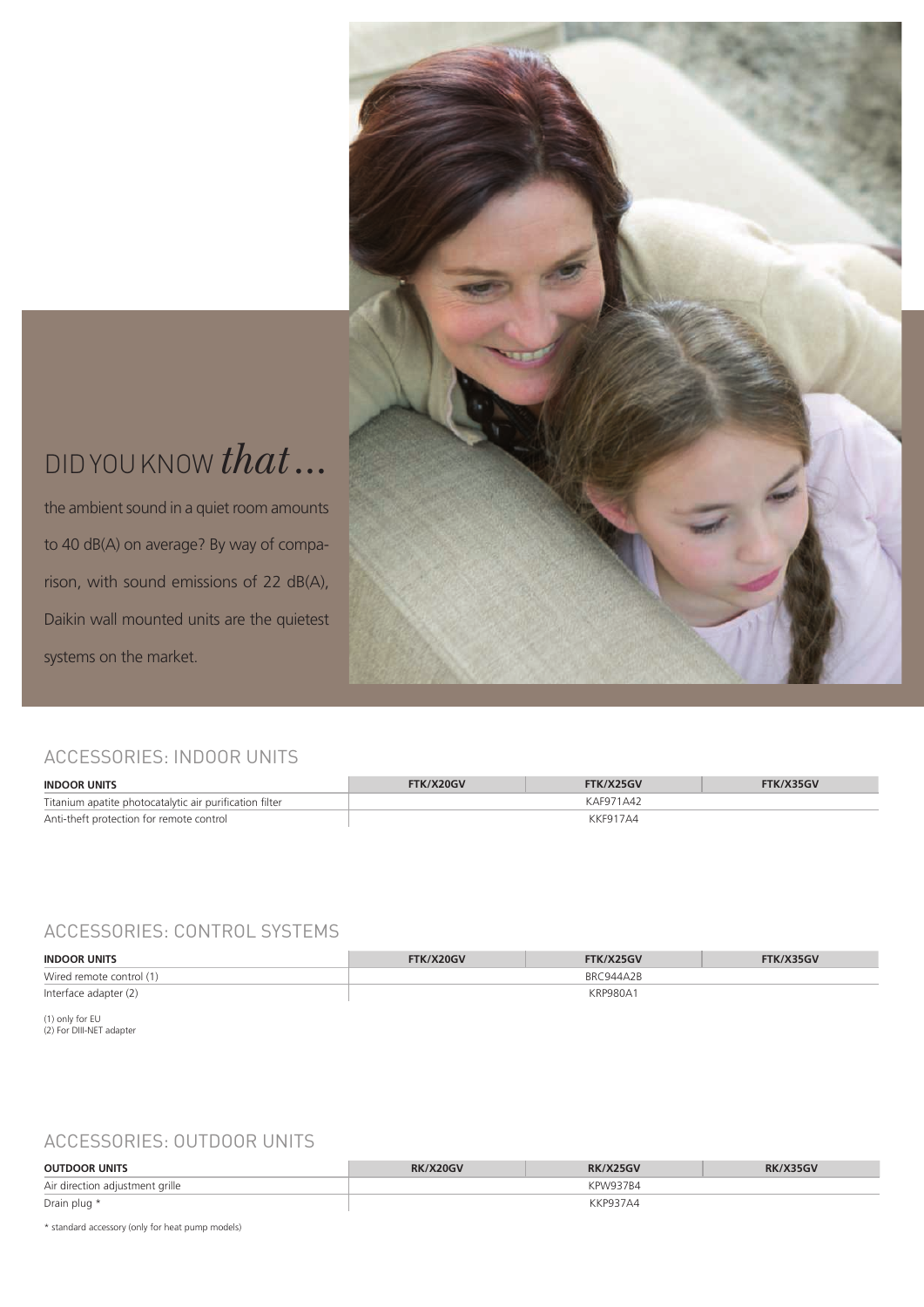## DID YOU KNOW *that*...

the ambient sound in a quiet room amounts to 40 dB(A) on average? By way of comparison, with sound emissions of 22 dB(A), Daikin wall mounted units are the quietest systems on the market.

## ACCESSORIES: INDOOR UNITS

| INDOOR UNITS | FTK/X20GV | FTK/X25GV | FTK/X35GV |
|---|---|---|---|
| Titanium apatite photocatalytic air purification filter | | KAF971A42 | |
| Anti-theft protection for remote control | | KKF917A4 | |

## ACCESSORIES: CONTROL SYSTEMS

| INDOOR UNITS | FTK/X20GV | FTK/X25GV | FTK/X35GV |
|---|---|---|---|
| Wired remote control (1) | | BRC944A2B | |
| Interface adapter (2) | | KRP980A1 | |

(1) only for EU
(2) For DIII-NET adapter

## ACCESSORIES: OUTDOOR UNITS

| OUTDOOR UNITS | RK/X20GV | RK/X25GV | RK/X35GV |
|---|---|---|---|
| Air direction adjustment grille | | KPW937B4 | |
| Drain plug * | | KKP937A4 | |

* standard accessory (only for heat pump models)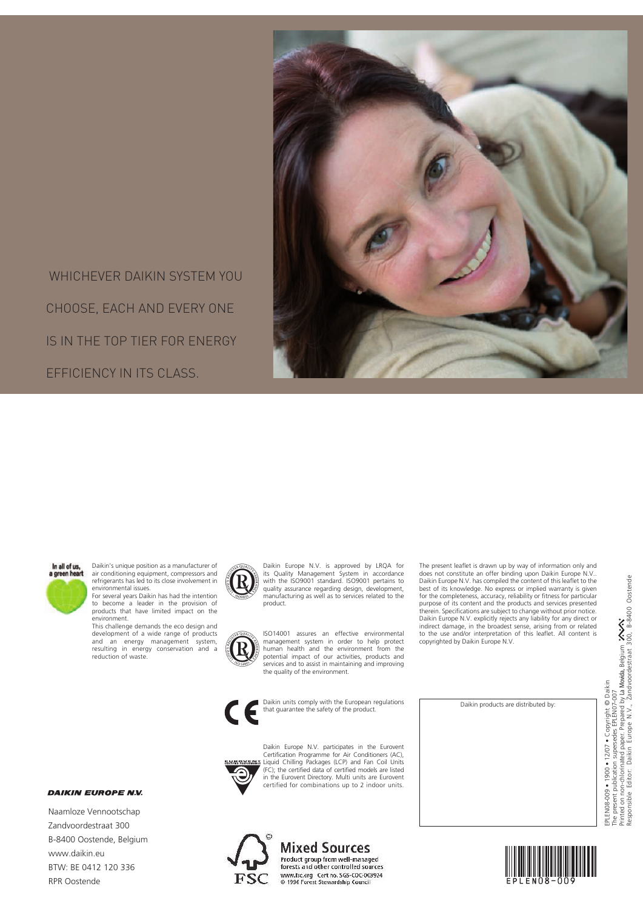WHICHEVER DAIKIN SYSTEM YOU CHOOSE, EACH AND EVERY ONE IS IN THE TOP TIER FOR ENERGY EFFICIENCY IN ITS CLASS.

In all of us, a green heart

Daikin's unique position as a manufacturer of air conditioning equipment, compressors and refrigerants has led to its close involvement in environmental issues.
For several years Daikin has had the intention to become a leader in the provision of products that have limited impact on the environment.
This challenge demands the eco design and development of a wide range of products and an energy management system, resulting in energy conservation and a reduction of waste.

Daikin Europe N.V. is approved by LRQA for its Quality Management System in accordance with the ISO9001 standard. ISO9001 pertains to quality assurance regarding design, development, manufacturing as well as to services related to the product.

ISO14001 assures an effective environmental management system in order to help protect human health and the environment from the potential impact of our activities, products and services and to assist in maintaining and improving the quality of the environment.

Daikin units comply with the European regulations that guarantee the safety of the product.

Daikin Europe N.V. participates in the Eurovent Certification Programme for Air Conditioners (AC), Liquid Chilling Packages (LCP) and Fan Coil Units (FC); the certified data of certified models are listed in the Eurovent Directory. Multi units are Eurovent certified for combinations up to 2 indoor units.

**Mixed Sources**
Product group from well-managed forests and other controlled sources
www.fsc.org Cert no. SGS-COC-003924
© 1996 Forest Stewardship Council

The present leaflet is drawn up by way of information only and does not constitute an offer binding upon Daikin Europe N.V.. Daikin Europe N.V. has compiled the content of this leaflet to the best of its knowledge. No express or implied warranty is given for the completeness, accuracy, reliability or fitness for particular purpose of its content and the products and services presented therein. Specifications are subject to change without prior notice. Daikin Europe N.V. explicitly rejects any liability for any direct or indirect damage, in the broadest sense, arising from or related to the use and/or interpretation of this leaflet. All content is copyrighted by Daikin Europe N.V.

Daikin products are distributed by:

***DAIKIN EUROPE N.V.***

Naamloze Vennootschap
Zandvoordestraat 300
B-8400 Oostende, Belgium
www.daikin.eu
BTW: BE 0412 120 336
RPR Oostende

EPLEN08-009 • 1900 • 12/07 • Copyright © Daikin
The present publication supersedes EPLEN07-007
Printed on non-chlorinated paper. Prepared by La Movida, Belgium
Responsible Editor: Daikin Europe N.V., Zandvoordestraat 300, B-8400 Oostende

EPLEN08-009